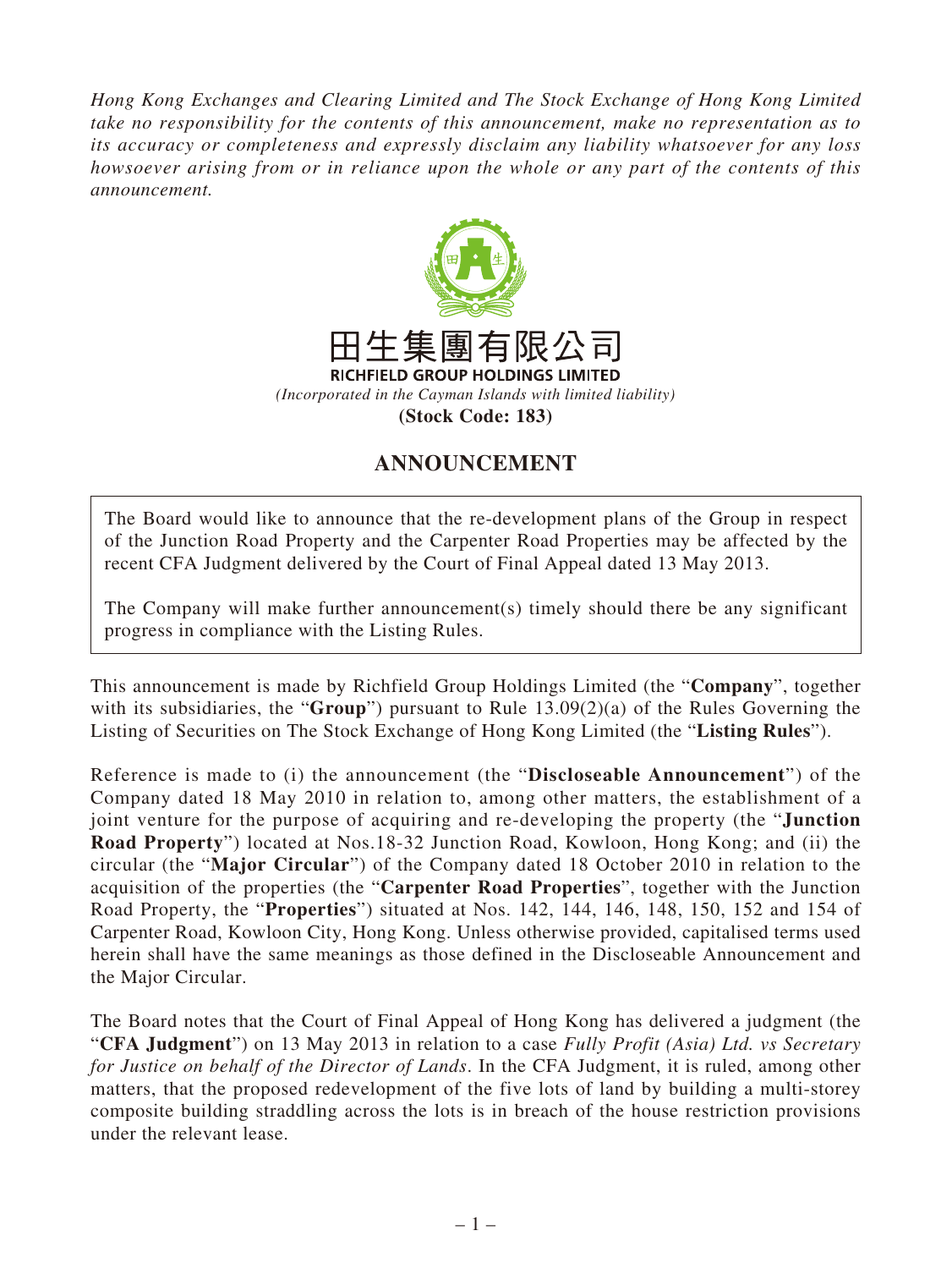*Hong Kong Exchanges and Clearing Limited and The Stock Exchange of Hong Kong Limited take no responsibility for the contents of this announcement, make no representation as to its accuracy or completeness and expressly disclaim any liability whatsoever for any loss howsoever arising from or in reliance upon the whole or any part of the contents of this announcement.*

田生集團有限公司

**RICHFIELD GROUP HOLDINGS LIMITED**

*(Incorporated in the Cayman Islands with limited liability)*

**(Stock Code: 183)**

# ANNOUNCEMENT

The Board would like to announce that the re-development plans of the Group in respect of the Junction Road Property and the Carpenter Road Properties may be affected by the recent CFA Judgment delivered by the Court of Final Appeal dated 13 May 2013.

The Company will make further announcement(s) timely should there be any significant progress in compliance with the Listing Rules.

This announcement is made by Richfield Group Holdings Limited (the "**Company**", together with its subsidiaries, the "**Group**") pursuant to Rule 13.09(2)(a) of the Rules Governing the Listing of Securities on The Stock Exchange of Hong Kong Limited (the "**Listing Rules**").

Reference is made to (i) the announcement (the "**Discloseable Announcement**") of the Company dated 18 May 2010 in relation to, among other matters, the establishment of a joint venture for the purpose of acquiring and re-developing the property (the "**Junction Road Property**") located at Nos.18-32 Junction Road, Kowloon, Hong Kong; and (ii) the circular (the "**Major Circular**") of the Company dated 18 October 2010 in relation to the acquisition of the properties (the "**Carpenter Road Properties**", together with the Junction Road Property, the "**Properties**") situated at Nos. 142, 144, 146, 148, 150, 152 and 154 of Carpenter Road, Kowloon City, Hong Kong. Unless otherwise provided, capitalised terms used herein shall have the same meanings as those defined in the Discloseable Announcement and the Major Circular.

The Board notes that the Court of Final Appeal of Hong Kong has delivered a judgment (the "**CFA Judgment**") on 13 May 2013 in relation to a case *Fully Profit (Asia) Ltd. vs Secretary for Justice on behalf of the Director of Lands*. In the CFA Judgment, it is ruled, among other matters, that the proposed redevelopment of the five lots of land by building a multi-storey composite building straddling across the lots is in breach of the house restriction provisions under the relevant lease.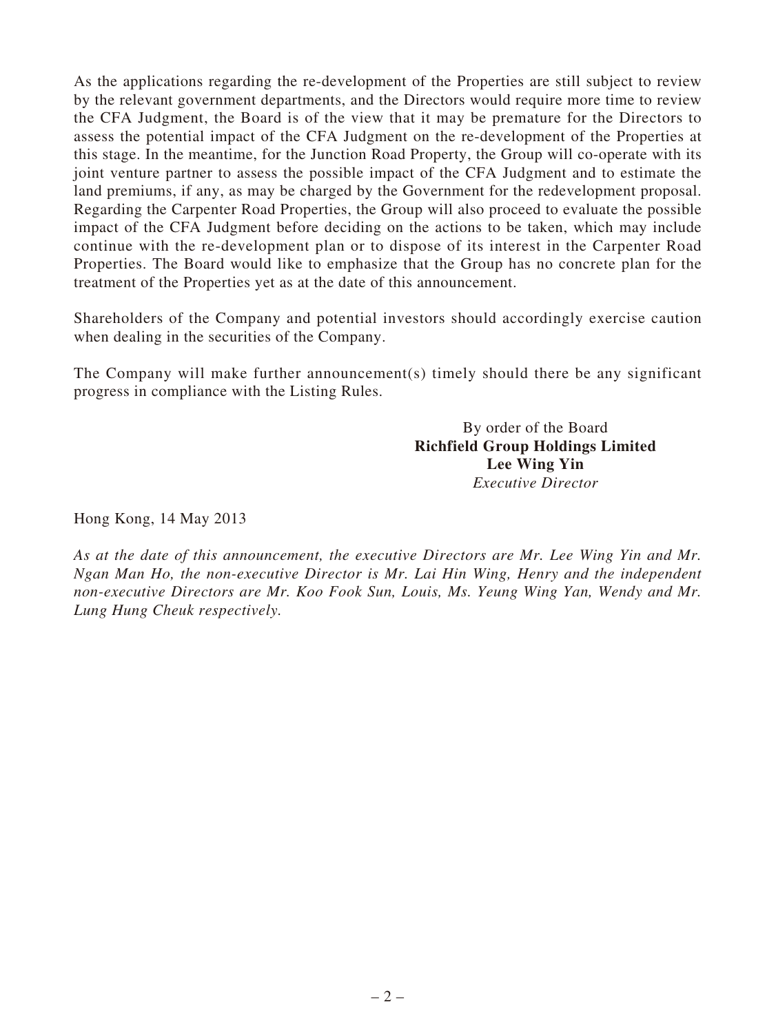As the applications regarding the re-development of the Properties are still subject to review by the relevant government departments, and the Directors would require more time to review the CFA Judgment, the Board is of the view that it may be premature for the Directors to assess the potential impact of the CFA Judgment on the re-development of the Properties at this stage. In the meantime, for the Junction Road Property, the Group will co-operate with its joint venture partner to assess the possible impact of the CFA Judgment and to estimate the land premiums, if any, as may be charged by the Government for the redevelopment proposal. Regarding the Carpenter Road Properties, the Group will also proceed to evaluate the possible impact of the CFA Judgment before deciding on the actions to be taken, which may include continue with the re-development plan or to dispose of its interest in the Carpenter Road Properties. The Board would like to emphasize that the Group has no concrete plan for the treatment of the Properties yet as at the date of this announcement.

Shareholders of the Company and potential investors should accordingly exercise caution when dealing in the securities of the Company.

The Company will make further announcement(s) timely should there be any significant progress in compliance with the Listing Rules.

By order of the Board
**Richfield Group Holdings Limited**
**Lee Wing Yin**
*Executive Director*

Hong Kong, 14 May 2013

*As at the date of this announcement, the executive Directors are Mr. Lee Wing Yin and Mr. Ngan Man Ho, the non-executive Director is Mr. Lai Hin Wing, Henry and the independent non-executive Directors are Mr. Koo Fook Sun, Louis, Ms. Yeung Wing Yan, Wendy and Mr. Lung Hung Cheuk respectively.*